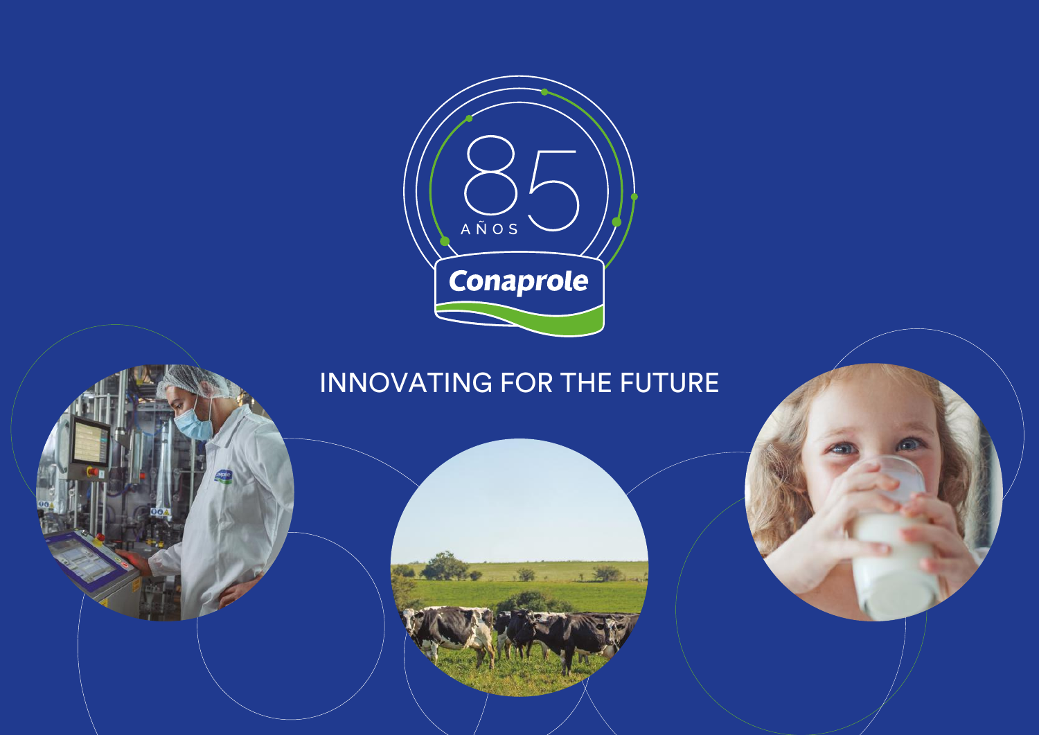85 AÑOS

Conaprole

# INNOVATING FOR THE FUTURE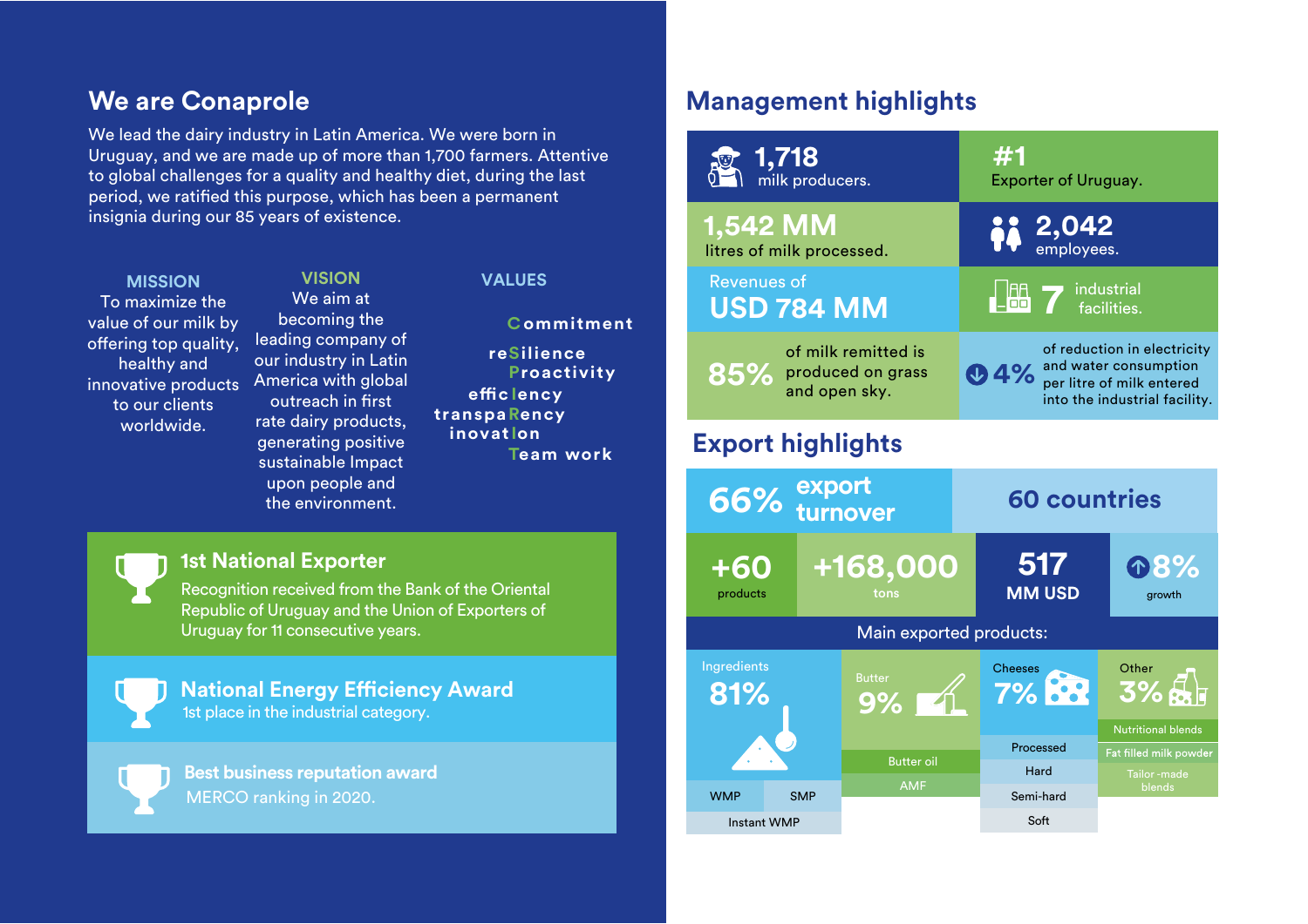## We are Conaprole

We lead the dairy industry in Latin America. We were born in Uruguay, and we are made up of more than 1,700 farmers. Attentive to global challenges for a quality and healthy diet, during the last period, we ratified this purpose, which has been a permanent insignia during our 85 years of existence.

### MISSION

To maximize the value of our milk by offering top quality, healthy and innovative products to our clients worldwide.

### VISION

We aim at becoming the leading company of our industry in Latin America with global outreach in first rate dairy products, generating positive sustainable Impact upon people and the environment.

### VALUES

- Commitment
- reSilience
- Proactivity
- efficIency
- transpaRency
- inovatIon
- Team work

**1st National Exporter**
Recognition received from the Bank of the Oriental Republic of Uruguay and the Union of Exporters of Uruguay for 11 consecutive years.

**National Energy Efficiency Award**
1st place in the industrial category.

**Best business reputation award**
MERCO ranking in 2020.

## Management highlights

- **1,718** milk producers.
- **#1** Exporter of Uruguay.
- **1,542 MM** litres of milk processed.
- **2,042** employees.
- Revenues of **USD 784 MM**
- **7** industrial facilities.
- **85%** of milk remitted is produced on grass and open sky.
- **↓4%** of reduction in electricity and water consumption per litre of milk entered into the industrial facility.

## Export highlights

- **66%** export turnover
- **60 countries**
- **+60** products
- **+168,000** tons
- **517** MM USD
- **↑8%** growth

**Main exported products:**

| Ingredients 81% | Butter 9% | Cheeses 7% | Other 3% |
|---|---|---|---|
| WMP | Butter oil | Processed | Nutritional blends |
| SMP | AMF | Hard | Fat filled milk powder |
| Instant WMP | | Semi-hard | Tailor-made blends |
| | | Soft | |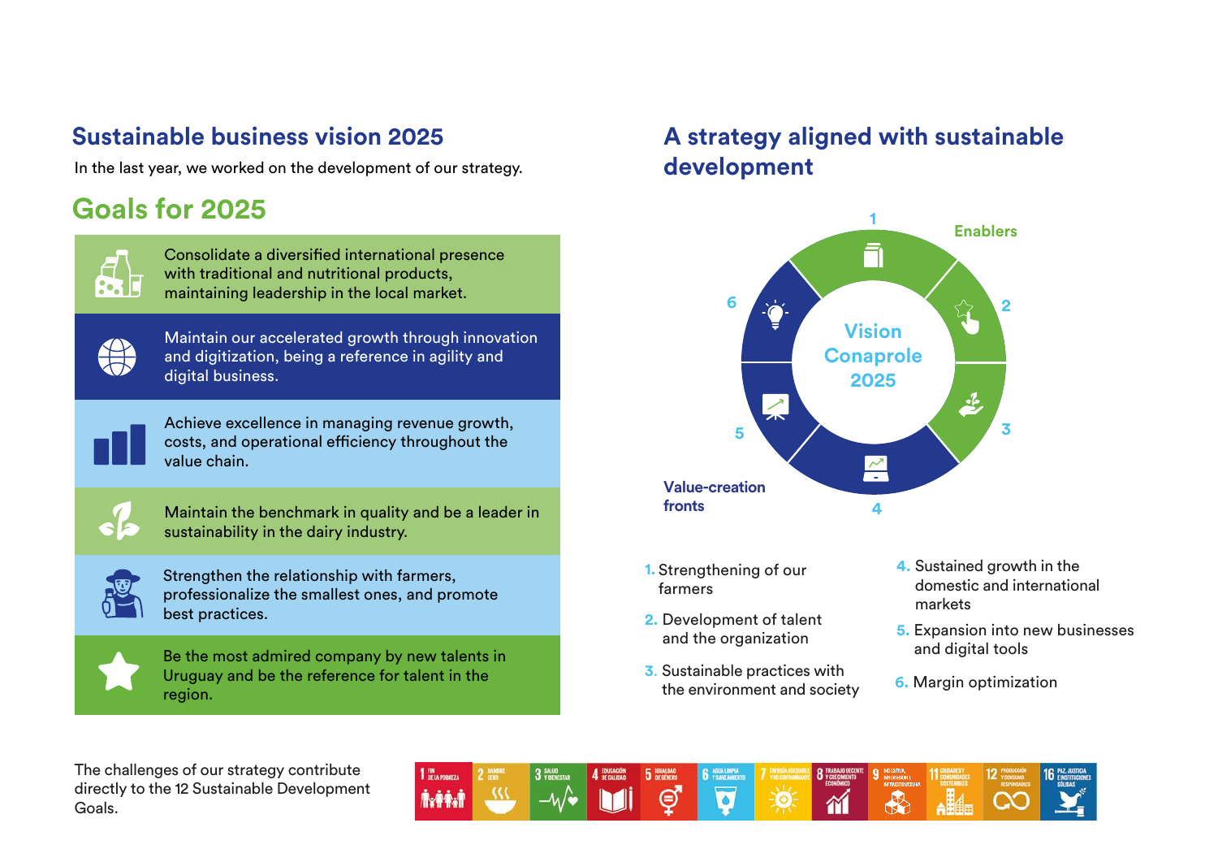## Sustainable business vision 2025

In the last year, we worked on the development of our strategy.

### Goals for 2025

- Consolidate a diversified international presence with traditional and nutritional products, maintaining leadership in the local market.
- Maintain our accelerated growth through innovation and digitization, being a reference in agility and digital business.
- Achieve excellence in managing revenue growth, costs, and operational efficiency throughout the value chain.
- Maintain the benchmark in quality and be a leader in sustainability in the dairy industry.
- Strengthen the relationship with farmers, professionalize the smallest ones, and promote best practices.
- Be the most admired company by new talents in Uruguay and be the reference for talent in the region.

## A strategy aligned with sustainable development

Vision Conaprole 2025

Enablers

Value-creation fronts

1. Strengthening of our farmers
2. Development of talent and the organization
3. Sustainable practices with the environment and society
4. Sustained growth in the domestic and international markets
5. Expansion into new businesses and digital tools
6. Margin optimization

The challenges of our strategy contribute directly to the 12 Sustainable Development Goals.

1 FIN DE LA POBREZA · 2 HAMBRE CERO · 3 SALUD Y BIENESTAR · 4 EDUCACIÓN DE CALIDAD · 5 IGUALDAD DE GÉNERO · 6 AGUA LIMPIA Y SANEAMIENTO · 7 ENERGÍA ASEQUIBLE Y NO CONTAMINANTE · 8 TRABAJO DECENTE Y CRECIMIENTO ECONÓMICO · 9 INDUSTRIA, INNOVACIÓN E INFRAESTRUCTURA · 11 CIUDADES Y COMUNIDADES SOSTENIBLES · 12 PRODUCCIÓN Y CONSUMO RESPONSABLES · 16 PAZ, JUSTICIA E INSTITUCIONES SÓLIDAS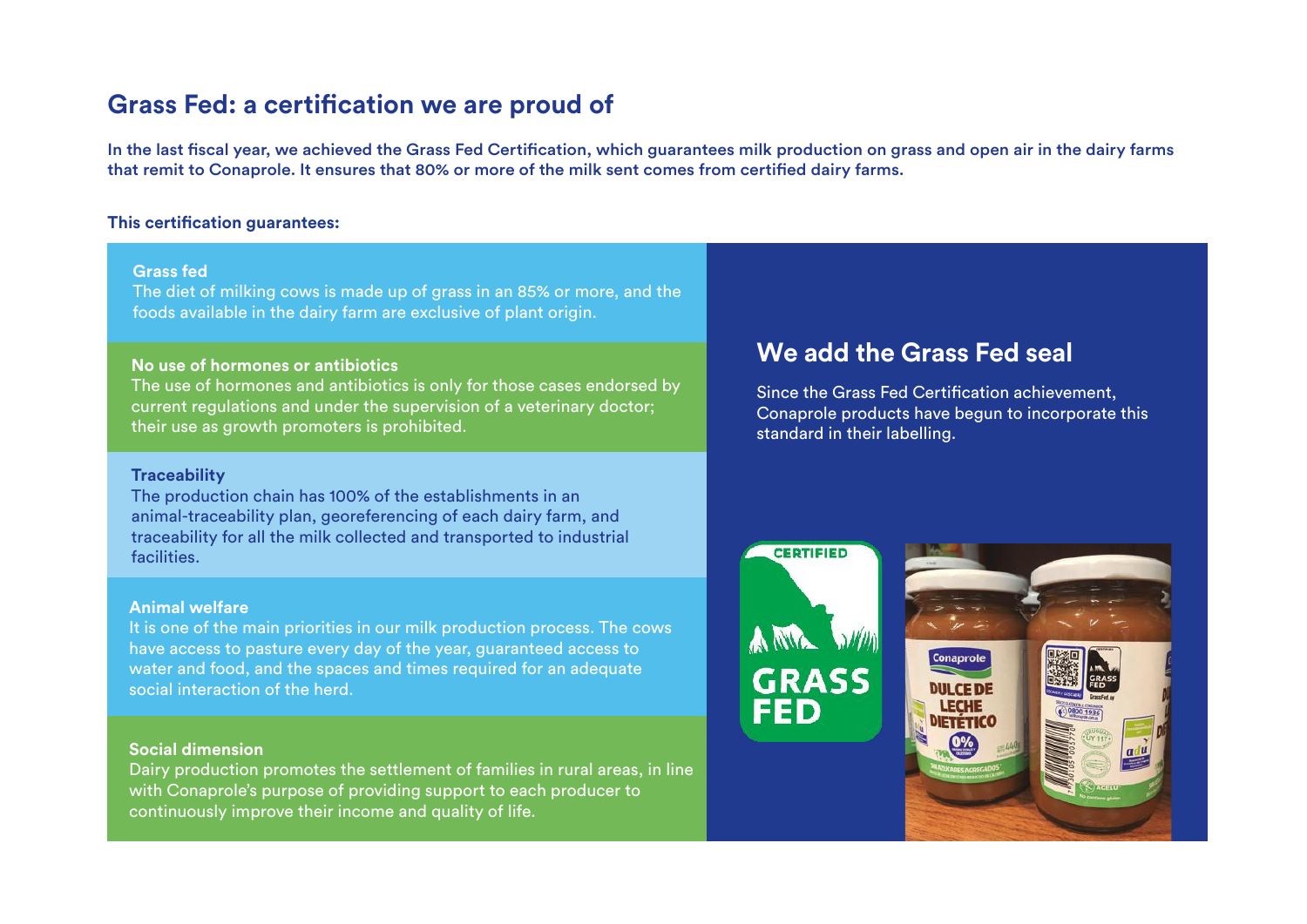## Grass Fed: a certification we are proud of

**In the last fiscal year, we achieved the Grass Fed Certification, which guarantees milk production on grass and open air in the dairy farms that remit to Conaprole. It ensures that 80% or more of the milk sent comes from certified dairy farms.**

**This certification guarantees:**

**Grass fed**
The diet of milking cows is made up of grass in an 85% or more, and the foods available in the dairy farm are exclusive of plant origin.

**No use of hormones or antibiotics**
The use of hormones and antibiotics is only for those cases endorsed by current regulations and under the supervision of a veterinary doctor; their use as growth promoters is prohibited.

**Traceability**
The production chain has 100% of the establishments in an animal-traceability plan, georeferencing of each dairy farm, and traceability for all the milk collected and transported to industrial facilities.

**Animal welfare**
It is one of the main priorities in our milk production process. The cows have access to pasture every day of the year, guaranteed access to water and food, and the spaces and times required for an adequate social interaction of the herd.

**Social dimension**
Dairy production promotes the settlement of families in rural areas, in line with Conaprole's purpose of providing support to each producer to continuously improve their income and quality of life.

### We add the Grass Fed seal

Since the Grass Fed Certification achievement, Conaprole products have begun to incorporate this standard in their labelling.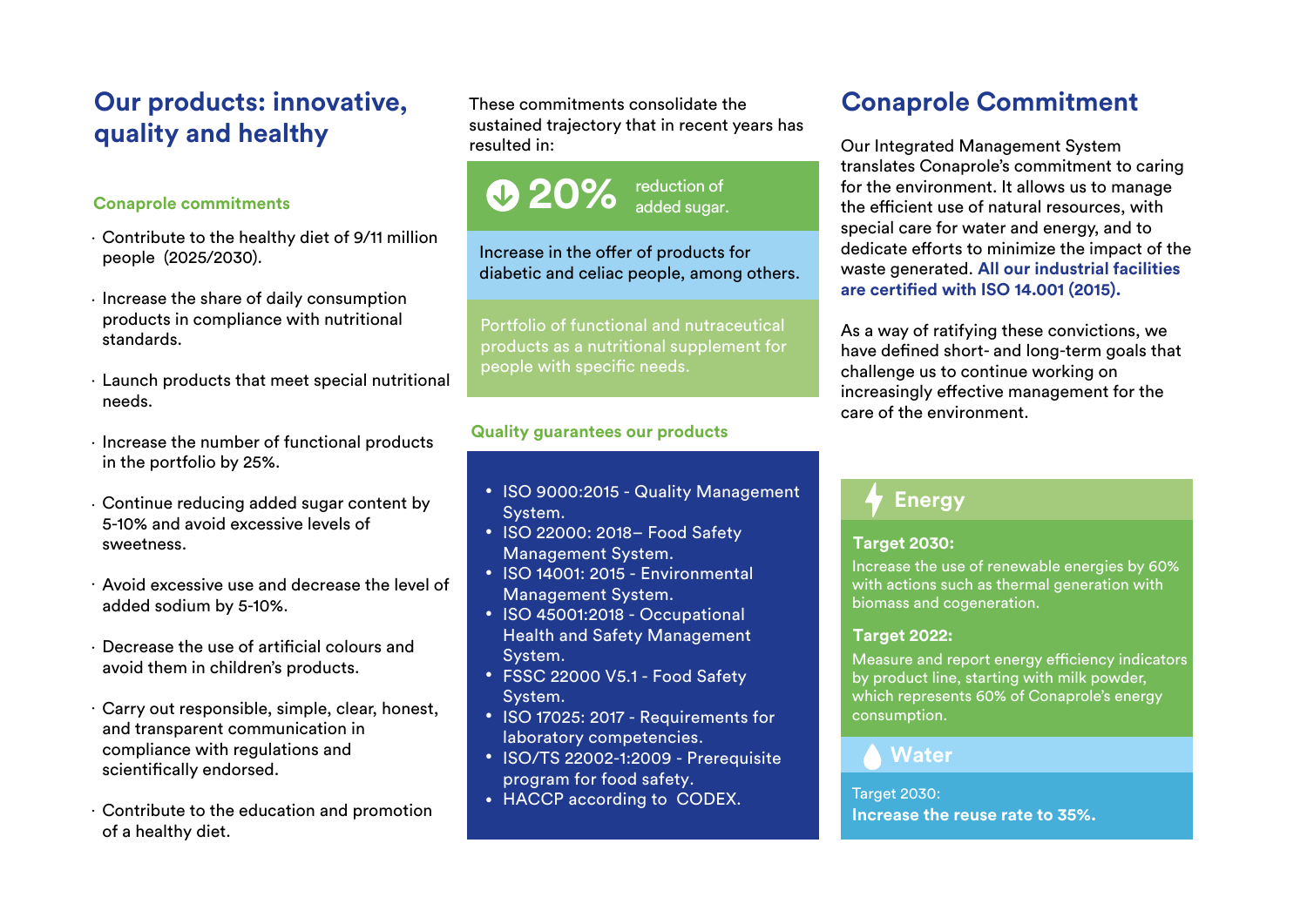## Our products: innovative, quality and healthy

### Conaprole commitments

- Contribute to the healthy diet of 9/11 million people (2025/2030).
- Increase the share of daily consumption products in compliance with nutritional standards.
- Launch products that meet special nutritional needs.
- Increase the number of functional products in the portfolio by 25%.
- Continue reducing added sugar content by 5-10% and avoid excessive levels of sweetness.
- Avoid excessive use and decrease the level of added sodium by 5-10%.
- Decrease the use of artificial colours and avoid them in children's products.
- Carry out responsible, simple, clear, honest, and transparent communication in compliance with regulations and scientifically endorsed.
- Contribute to the education and promotion of a healthy diet.

These commitments consolidate the sustained trajectory that in recent years has resulted in:

**20%** reduction of added sugar.

Increase in the offer of products for diabetic and celiac people, among others.

Portfolio of functional and nutraceutical products as a nutritional supplement for people with specific needs.

### Quality guarantees our products

- ISO 9000:2015 - Quality Management System.
- ISO 22000: 2018– Food Safety Management System.
- ISO 14001: 2015 - Environmental Management System.
- ISO 45001:2018 - Occupational Health and Safety Management System.
- FSSC 22000 V5.1 - Food Safety System.
- ISO 17025: 2017 - Requirements for laboratory competencies.
- ISO/TS 22002-1:2009 - Prerequisite program for food safety.
- HACCP according to CODEX.

## Conaprole Commitment

Our Integrated Management System translates Conaprole's commitment to caring for the environment. It allows us to manage the efficient use of natural resources, with special care for water and energy, and to dedicate efforts to minimize the impact of the waste generated. **All our industrial facilities are certified with ISO 14.001 (2015).**

As a way of ratifying these convictions, we have defined short- and long-term goals that challenge us to continue working on increasingly effective management for the care of the environment.

### Energy

**Target 2030:**

Increase the use of renewable energies by 60% with actions such as thermal generation with biomass and cogeneration.

**Target 2022:**

Measure and report energy efficiency indicators by product line, starting with milk powder, which represents 60% of Conaprole's energy consumption.

### Water

Target 2030:
**Increase the reuse rate to 35%.**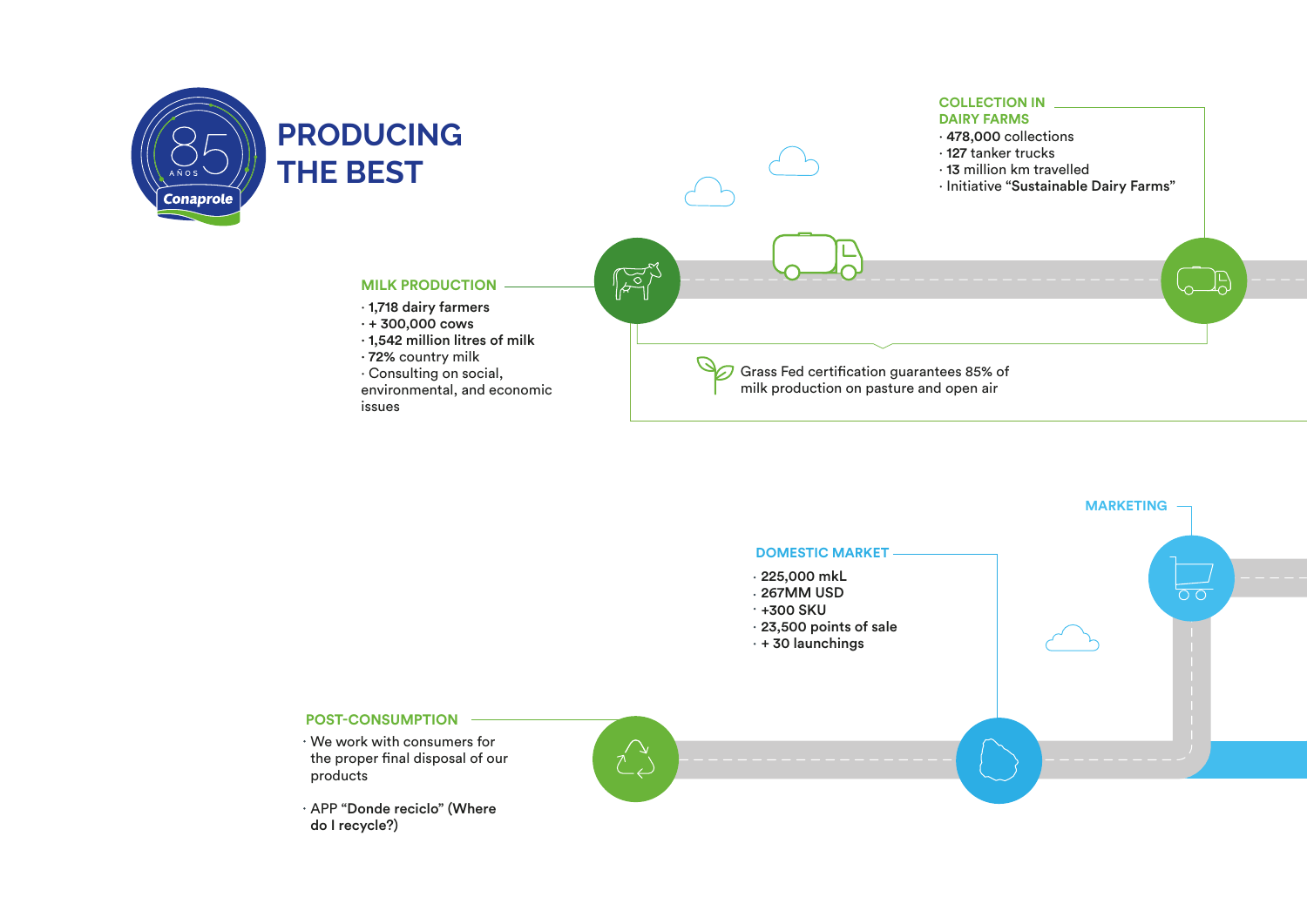# PRODUCING THE BEST

## MILK PRODUCTION

- **1,718 dairy farmers**
- **+ 300,000 cows**
- **1,542 million litres of milk**
- **72%** country milk
- Consulting on social, environmental, and economic issues

## COLLECTION IN DAIRY FARMS

- **478,000** collections
- **127** tanker trucks
- **13** million km travelled
- Initiative **"Sustainable Dairy Farms"**

Grass Fed certification guarantees 85% of milk production on pasture and open air

## MARKETING

## DOMESTIC MARKET

- **225,000 mkL**
- **267MM USD**
- **+300 SKU**
- **23,500 points of sale**
- **+ 30 launchings**

## POST-CONSUMPTION

- We work with consumers for the proper final disposal of our products
- APP **"Donde reciclo" (Where do I recycle?)**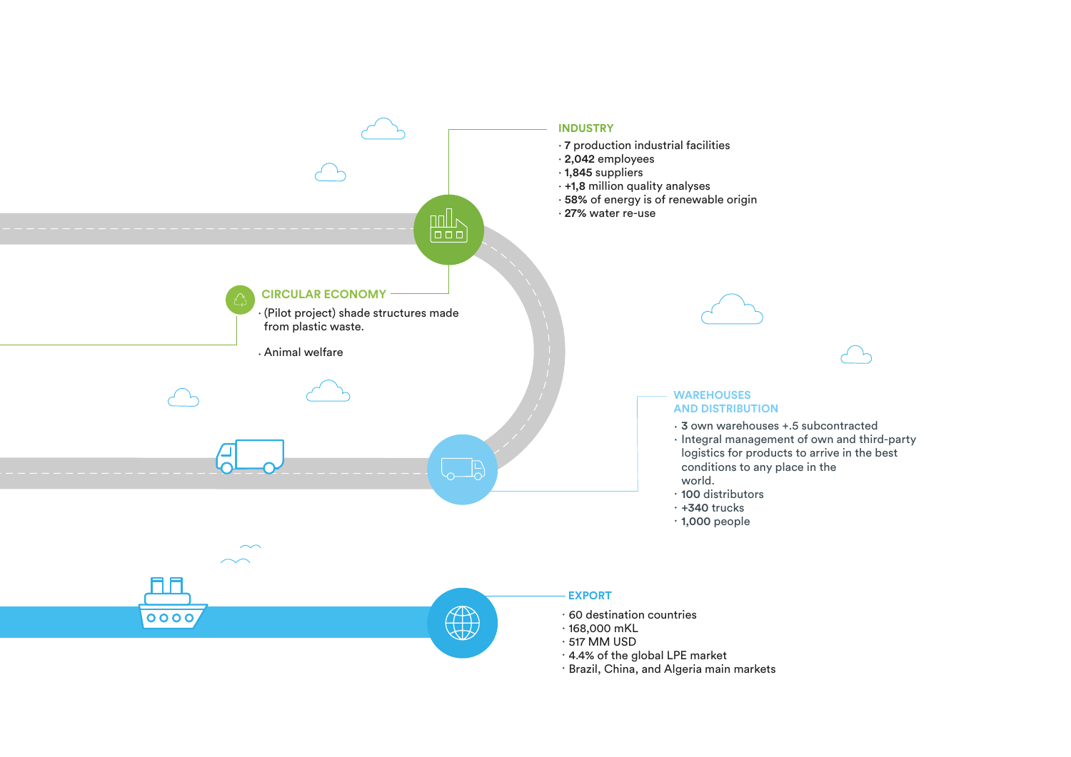## INDUSTRY

- **7** production industrial facilities
- **2,042** employees
- **1,845** suppliers
- **+1,8** million quality analyses
- **58%** of energy is of renewable origin
- **27%** water re-use

## CIRCULAR ECONOMY

- (Pilot project) shade structures made from plastic waste.
- Animal welfare

## WAREHOUSES AND DISTRIBUTION

- **3** own warehouses +.5 subcontracted
- Integral management of own and third-party logistics for products to arrive in the best conditions to any place in the world.
- **100** distributors
- **+340** trucks
- **1,000** people

## EXPORT

- 60 destination countries
- 168,000 mKL
- 517 MM USD
- 4.4% of the global LPE market
- Brazil, China, and Algeria main markets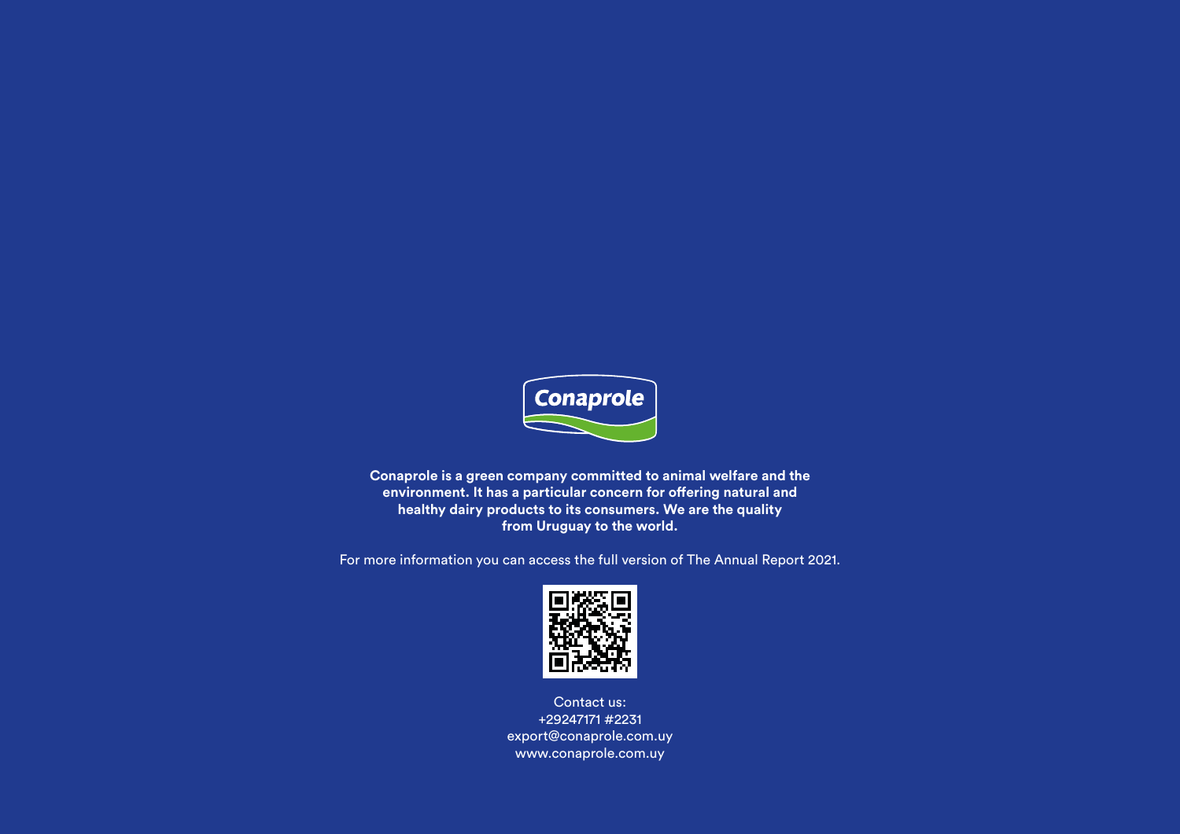**Conaprole is a green company committed to animal welfare and the environment. It has a particular concern for offering natural and healthy dairy products to its consumers. We are the quality from Uruguay to the world.**

For more information you can access the full version of The Annual Report 2021.

Contact us:
+29247171 #2231
export@conaprole.com.uy
www.conaprole.com.uy